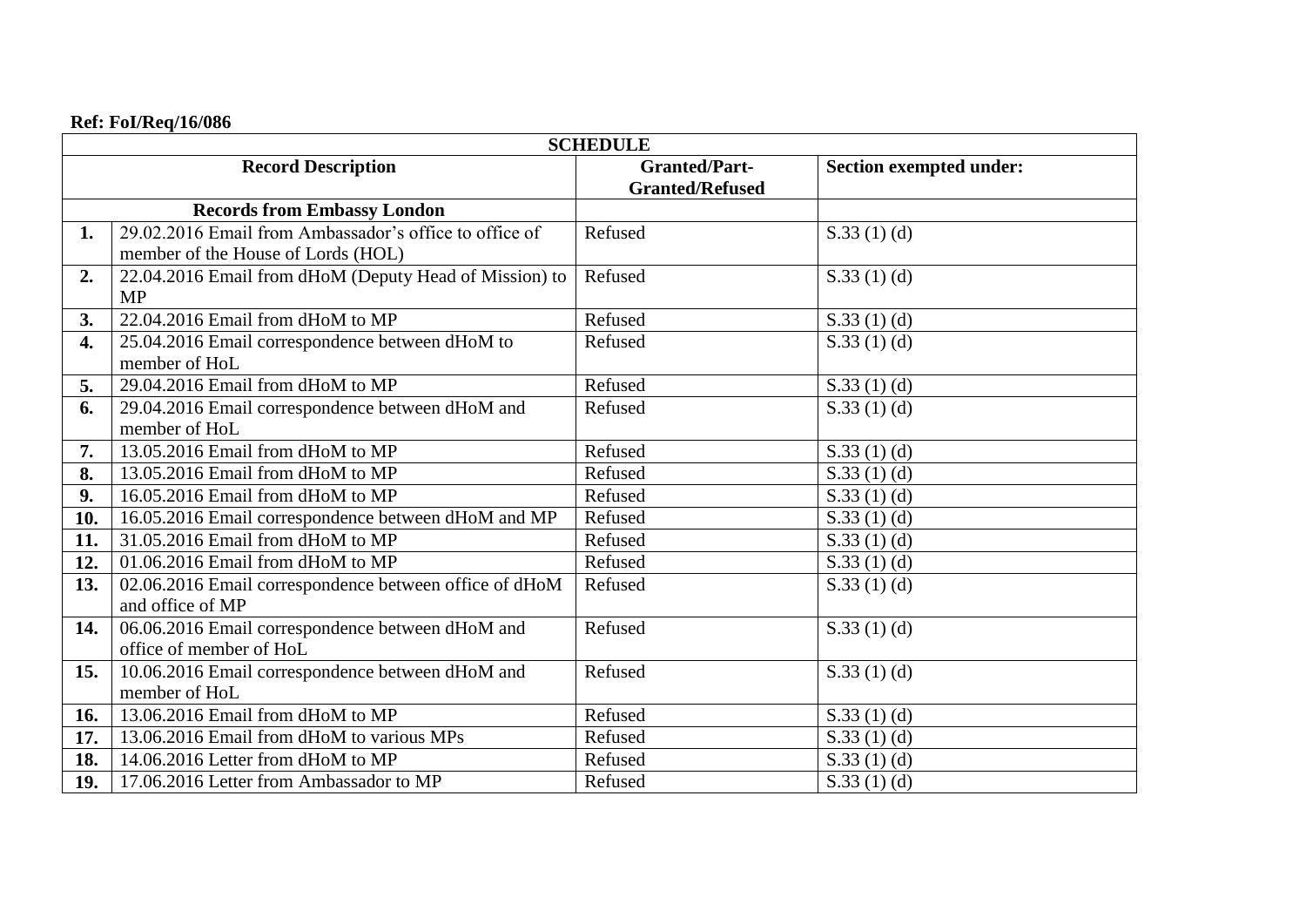**Ref: FoI/Req/16/086**

| SCHEDULE | | | |
|---|---|---|---|
| **Record Description** | | **Granted/Part-Granted/Refused** | **Section exempted under:** |
| **Records from Embassy London** | | | |
| **1.** | 29.02.2016 Email from Ambassador's office to office of member of the House of Lords (HOL) | Refused | S.33 (1) (d) |
| **2.** | 22.04.2016 Email from dHoM (Deputy Head of Mission) to MP | Refused | S.33 (1) (d) |
| **3.** | 22.04.2016 Email from dHoM to MP | Refused | S.33 (1) (d) |
| **4.** | 25.04.2016 Email correspondence between dHoM to member of HoL | Refused | S.33 (1) (d) |
| **5.** | 29.04.2016 Email from dHoM to MP | Refused | S.33 (1) (d) |
| **6.** | 29.04.2016 Email correspondence between dHoM and member of HoL | Refused | S.33 (1) (d) |
| **7.** | 13.05.2016 Email from dHoM to MP | Refused | S.33 (1) (d) |
| **8.** | 13.05.2016 Email from dHoM to MP | Refused | S.33 (1) (d) |
| **9.** | 16.05.2016 Email from dHoM to MP | Refused | S.33 (1) (d) |
| **10.** | 16.05.2016 Email correspondence between dHoM and MP | Refused | S.33 (1) (d) |
| **11.** | 31.05.2016 Email from dHoM to MP | Refused | S.33 (1) (d) |
| **12.** | 01.06.2016 Email from dHoM to MP | Refused | S.33 (1) (d) |
| **13.** | 02.06.2016 Email correspondence between office of dHoM and office of MP | Refused | S.33 (1) (d) |
| **14.** | 06.06.2016 Email correspondence between dHoM and office of member of HoL | Refused | S.33 (1) (d) |
| **15.** | 10.06.2016 Email correspondence between dHoM and member of HoL | Refused | S.33 (1) (d) |
| **16.** | 13.06.2016 Email from dHoM to MP | Refused | S.33 (1) (d) |
| **17.** | 13.06.2016 Email from dHoM to various MPs | Refused | S.33 (1) (d) |
| **18.** | 14.06.2016 Letter from dHoM to MP | Refused | S.33 (1) (d) |
| **19.** | 17.06.2016 Letter from Ambassador to MP | Refused | S.33 (1) (d) |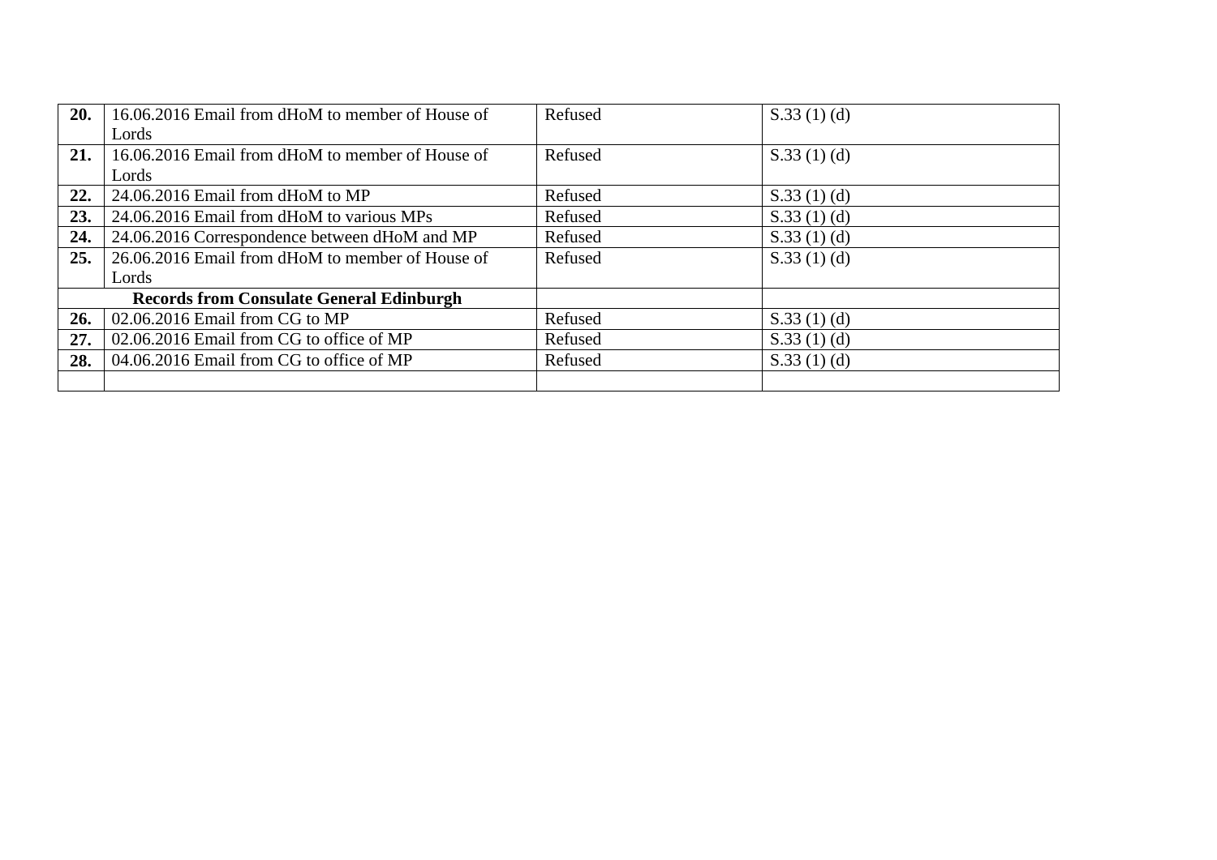| | | | |
|---|---|---|---|
| **20.** | 16.06.2016 Email from dHoM to member of House of Lords | Refused | S.33 (1) (d) |
| **21.** | 16.06.2016 Email from dHoM to member of House of Lords | Refused | S.33 (1) (d) |
| **22.** | 24.06.2016 Email from dHoM to MP | Refused | S.33 (1) (d) |
| **23.** | 24.06.2016 Email from dHoM to various MPs | Refused | S.33 (1) (d) |
| **24.** | 24.06.2016 Correspondence between dHoM and MP | Refused | S.33 (1) (d) |
| **25.** | 26.06.2016 Email from dHoM to member of House of Lords | Refused | S.33 (1) (d) |
| **Records from Consulate General Edinburgh** | | | |
| **26.** | 02.06.2016 Email from CG to MP | Refused | S.33 (1) (d) |
| **27.** | 02.06.2016 Email from CG to office of MP | Refused | S.33 (1) (d) |
| **28.** | 04.06.2016 Email from CG to office of MP | Refused | S.33 (1) (d) |
| | | | |